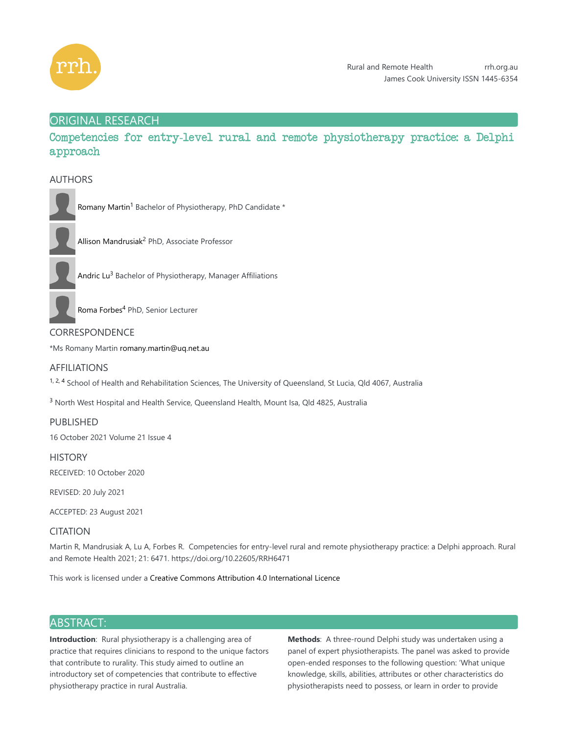Rural and Remote Health rrh.org.au
James Cook University ISSN 1445-6354

## ORIGINAL RESEARCH

# Competencies for entry-level rural and remote physiotherapy practice: a Delphi approach

## AUTHORS

Romany Martin[1] Bachelor of Physiotherapy, PhD Candidate *

Allison Mandrusiak[2] PhD, Associate Professor

Andric Lu[3] Bachelor of Physiotherapy, Manager Affiliations

Roma Forbes[4] PhD, Senior Lecturer

## CORRESPONDENCE

*Ms Romany Martin romany.martin@uq.net.au

## AFFILIATIONS

[1, 2, 4] School of Health and Rehabilitation Sciences, The University of Queensland, St Lucia, Qld 4067, Australia

[3] North West Hospital and Health Service, Queensland Health, Mount Isa, Qld 4825, Australia

## PUBLISHED

16 October 2021 Volume 21 Issue 4

## HISTORY

RECEIVED: 10 October 2020

REVISED: 20 July 2021

ACCEPTED: 23 August 2021

## CITATION

Martin R, Mandrusiak A, Lu A, Forbes R. Competencies for entry-level rural and remote physiotherapy practice: a Delphi approach. Rural and Remote Health 2021; 21: 6471. https://doi.org/10.22605/RRH6471

This work is licensed under a Creative Commons Attribution 4.0 International Licence

## ABSTRACT:

**Introduction**: Rural physiotherapy is a challenging area of practice that requires clinicians to respond to the unique factors that contribute to rurality. This study aimed to outline an introductory set of competencies that contribute to effective physiotherapy practice in rural Australia.

**Methods**: A three-round Delphi study was undertaken using a panel of expert physiotherapists. The panel was asked to provide open-ended responses to the following question: 'What unique knowledge, skills, abilities, attributes or other characteristics do physiotherapists need to possess, or learn in order to provide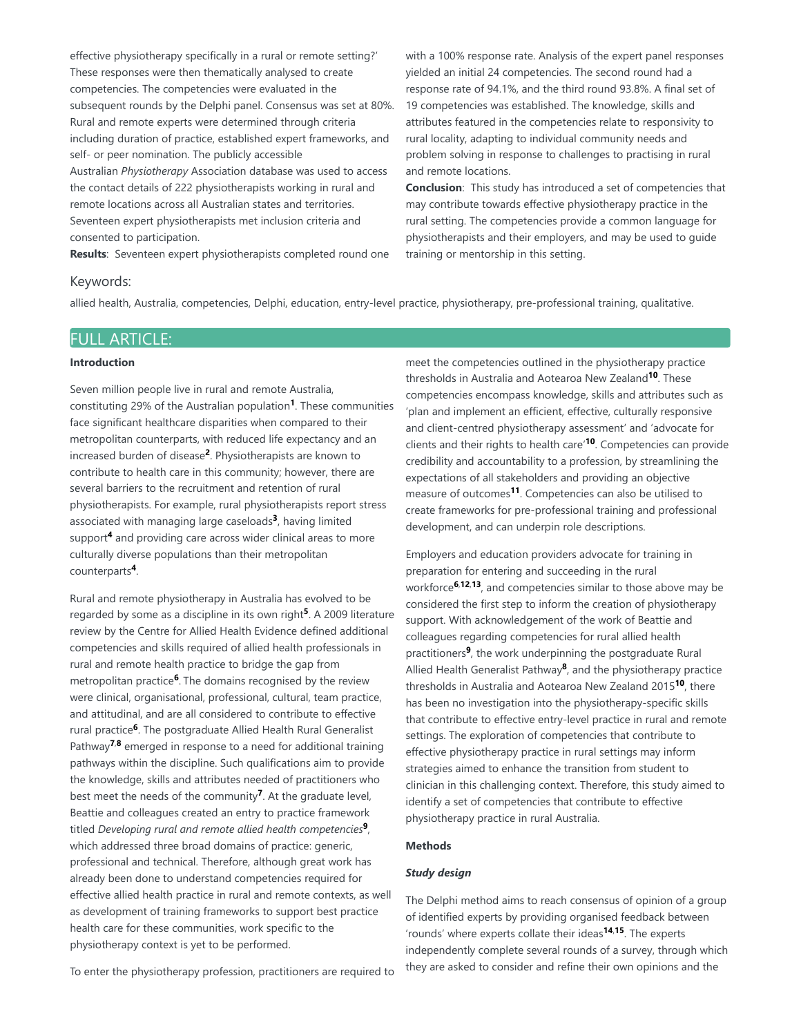effective physiotherapy specifically in a rural or remote setting?' These responses were then thematically analysed to create competencies. The competencies were evaluated in the subsequent rounds by the Delphi panel. Consensus was set at 80%. Rural and remote experts were determined through criteria including duration of practice, established expert frameworks, and self- or peer nomination. The publicly accessible Australian *Physiotherapy* Association database was used to access the contact details of 222 physiotherapists working in rural and remote locations across all Australian states and territories. Seventeen expert physiotherapists met inclusion criteria and consented to participation.

**Results**: Seventeen expert physiotherapists completed round one with a 100% response rate. Analysis of the expert panel responses yielded an initial 24 competencies. The second round had a response rate of 94.1%, and the third round 93.8%. A final set of 19 competencies was established. The knowledge, skills and attributes featured in the competencies relate to responsivity to rural locality, adapting to individual community needs and problem solving in response to challenges to practising in rural and remote locations.

**Conclusion**: This study has introduced a set of competencies that may contribute towards effective physiotherapy practice in the rural setting. The competencies provide a common language for physiotherapists and their employers, and may be used to guide training or mentorship in this setting.

### Keywords:

allied health, Australia, competencies, Delphi, education, entry-level practice, physiotherapy, pre-professional training, qualitative.

## FULL ARTICLE:

### Introduction

Seven million people live in rural and remote Australia, constituting 29% of the Australian population[1]. These communities face significant healthcare disparities when compared to their metropolitan counterparts, with reduced life expectancy and an increased burden of disease[2]. Physiotherapists are known to contribute to health care in this community; however, there are several barriers to the recruitment and retention of rural physiotherapists. For example, rural physiotherapists report stress associated with managing large caseloads[3], having limited support[4] and providing care across wider clinical areas to more culturally diverse populations than their metropolitan counterparts[4].

Rural and remote physiotherapy in Australia has evolved to be regarded by some as a discipline in its own right[5]. A 2009 literature review by the Centre for Allied Health Evidence defined additional competencies and skills required of allied health professionals in rural and remote health practice to bridge the gap from metropolitan practice[6]. The domains recognised by the review were clinical, organisational, professional, cultural, team practice, and attitudinal, and are all considered to contribute to effective rural practice[6]. The postgraduate Allied Health Rural Generalist Pathway[7,8] emerged in response to a need for additional training pathways within the discipline. Such qualifications aim to provide the knowledge, skills and attributes needed of practitioners who best meet the needs of the community[7]. At the graduate level, Beattie and colleagues created an entry to practice framework titled *Developing rural and remote allied health competencies*[9], which addressed three broad domains of practice: generic, professional and technical. Therefore, although great work has already been done to understand competencies required for effective allied health practice in rural and remote contexts, as well as development of training frameworks to support best practice health care for these communities, work specific to the physiotherapy context is yet to be performed.

To enter the physiotherapy profession, practitioners are required to meet the competencies outlined in the physiotherapy practice thresholds in Australia and Aotearoa New Zealand[10]. These competencies encompass knowledge, skills and attributes such as 'plan and implement an efficient, effective, culturally responsive and client-centred physiotherapy assessment' and 'advocate for clients and their rights to health care'[10]. Competencies can provide credibility and accountability to a profession, by streamlining the expectations of all stakeholders and providing an objective measure of outcomes[11]. Competencies can also be utilised to create frameworks for pre-professional training and professional development, and can underpin role descriptions.

Employers and education providers advocate for training in preparation for entering and succeeding in the rural workforce[6,12,13], and competencies similar to those above may be considered the first step to inform the creation of physiotherapy support. With acknowledgement of the work of Beattie and colleagues regarding competencies for rural allied health practitioners[9], the work underpinning the postgraduate Rural Allied Health Generalist Pathway[8], and the physiotherapy practice thresholds in Australia and Aotearoa New Zealand 2015[10], there has been no investigation into the physiotherapy-specific skills that contribute to effective entry-level practice in rural and remote settings. The exploration of competencies that contribute to effective physiotherapy practice in rural settings may inform strategies aimed to enhance the transition from student to clinician in this challenging context. Therefore, this study aimed to identify a set of competencies that contribute to effective physiotherapy practice in rural Australia.

### Methods

#### *Study design*

The Delphi method aims to reach consensus of opinion of a group of identified experts by providing organised feedback between 'rounds' where experts collate their ideas[14,15]. The experts independently complete several rounds of a survey, through which they are asked to consider and refine their own opinions and the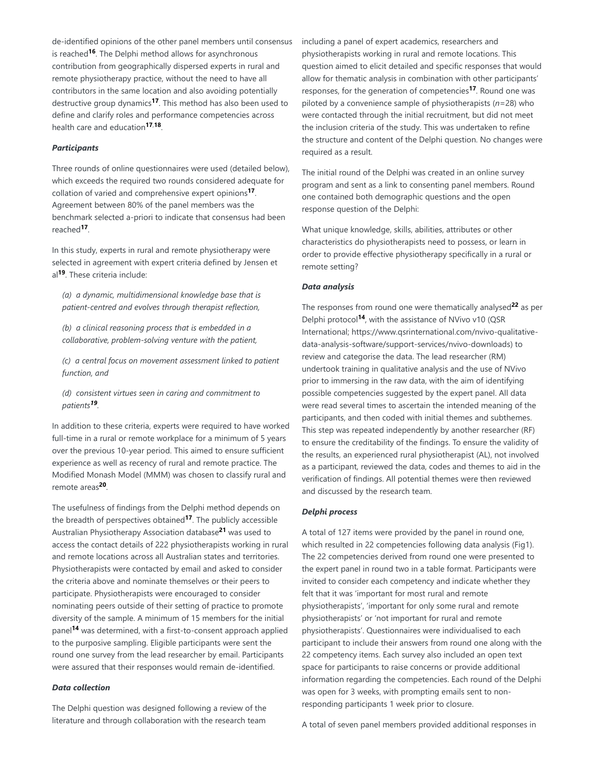de-identified opinions of the other panel members until consensus is reached[16]. The Delphi method allows for asynchronous contribution from geographically dispersed experts in rural and remote physiotherapy practice, without the need to have all contributors in the same location and also avoiding potentially destructive group dynamics[17]. This method has also been used to define and clarify roles and performance competencies across health care and education[17,18].

### *Participants*

Three rounds of online questionnaires were used (detailed below), which exceeds the required two rounds considered adequate for collation of varied and comprehensive expert opinions[17]. Agreement between 80% of the panel members was the benchmark selected a-priori to indicate that consensus had been reached[17].

In this study, experts in rural and remote physiotherapy were selected in agreement with expert criteria defined by Jensen et al[19]. These criteria include:

> *(a) a dynamic, multidimensional knowledge base that is patient-centred and evolves through therapist reflection,*
>
> *(b) a clinical reasoning process that is embedded in a collaborative, problem-solving venture with the patient,*
>
> *(c) a central focus on movement assessment linked to patient function, and*
>
> *(d) consistent virtues seen in caring and commitment to patients[19].*

In addition to these criteria, experts were required to have worked full-time in a rural or remote workplace for a minimum of 5 years over the previous 10-year period. This aimed to ensure sufficient experience as well as recency of rural and remote practice. The Modified Monash Model (MMM) was chosen to classify rural and remote areas[20].

The usefulness of findings from the Delphi method depends on the breadth of perspectives obtained[17]. The publicly accessible Australian Physiotherapy Association database[21] was used to access the contact details of 222 physiotherapists working in rural and remote locations across all Australian states and territories. Physiotherapists were contacted by email and asked to consider the criteria above and nominate themselves or their peers to participate. Physiotherapists were encouraged to consider nominating peers outside of their setting of practice to promote diversity of the sample. A minimum of 15 members for the initial panel[14] was determined, with a first-to-consent approach applied to the purposive sampling. Eligible participants were sent the round one survey from the lead researcher by email. Participants were assured that their responses would remain de-identified.

### *Data collection*

The Delphi question was designed following a review of the literature and through collaboration with the research team including a panel of expert academics, researchers and physiotherapists working in rural and remote locations. This question aimed to elicit detailed and specific responses that would allow for thematic analysis in combination with other participants' responses, for the generation of competencies[17]. Round one was piloted by a convenience sample of physiotherapists ($n$=28) who were contacted through the initial recruitment, but did not meet the inclusion criteria of the study. This was undertaken to refine the structure and content of the Delphi question. No changes were required as a result.

The initial round of the Delphi was created in an online survey program and sent as a link to consenting panel members. Round one contained both demographic questions and the open response question of the Delphi:

What unique knowledge, skills, abilities, attributes or other characteristics do physiotherapists need to possess, or learn in order to provide effective physiotherapy specifically in a rural or remote setting?

### *Data analysis*

The responses from round one were thematically analysed[22] as per Delphi protocol[14], with the assistance of NVivo v10 (QSR International; https://www.qsrinternational.com/nvivo-qualitative-data-analysis-software/support-services/nvivo-downloads) to review and categorise the data. The lead researcher (RM) undertook training in qualitative analysis and the use of NVivo prior to immersing in the raw data, with the aim of identifying possible competencies suggested by the expert panel. All data were read several times to ascertain the intended meaning of the participants, and then coded with initial themes and subthemes. This step was repeated independently by another researcher (RF) to ensure the creditability of the findings. To ensure the validity of the results, an experienced rural physiotherapist (AL), not involved as a participant, reviewed the data, codes and themes to aid in the verification of findings. All potential themes were then reviewed and discussed by the research team.

### *Delphi process*

A total of 127 items were provided by the panel in round one, which resulted in 22 competencies following data analysis (Fig1). The 22 competencies derived from round one were presented to the expert panel in round two in a table format. Participants were invited to consider each competency and indicate whether they felt that it was 'important for most rural and remote physiotherapists', 'important for only some rural and remote physiotherapists' or 'not important for rural and remote physiotherapists'. Questionnaires were individualised to each participant to include their answers from round one along with the 22 competency items. Each survey also included an open text space for participants to raise concerns or provide additional information regarding the competencies. Each round of the Delphi was open for 3 weeks, with prompting emails sent to non-responding participants 1 week prior to closure.

A total of seven panel members provided additional responses in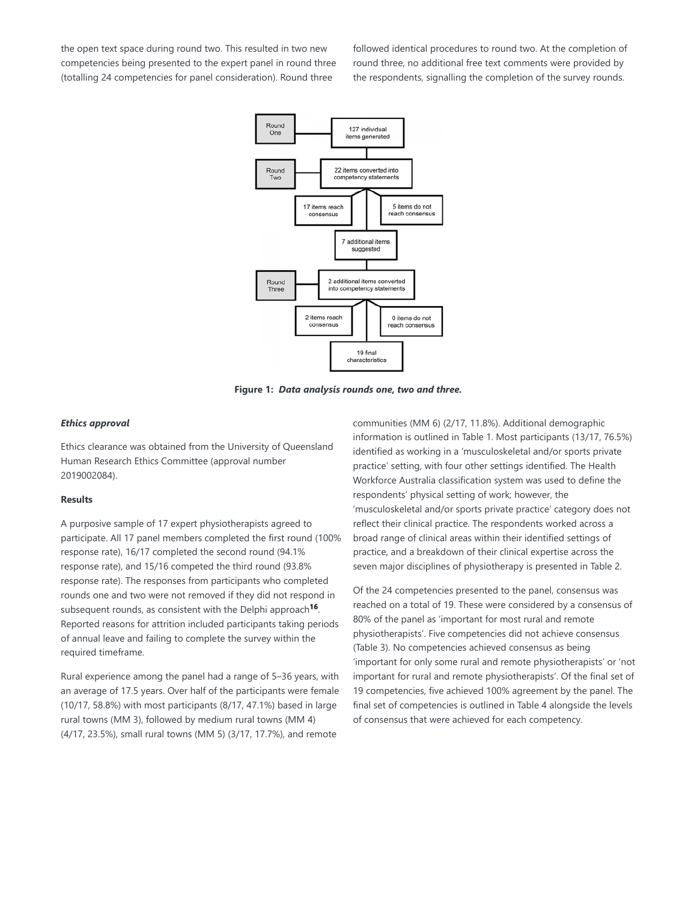the open text space during round two. This resulted in two new competencies being presented to the expert panel in round three (totalling 24 competencies for panel consideration). Round three followed identical procedures to round two. At the completion of round three, no additional free text comments were provided by the respondents, signalling the completion of the survey rounds.

**Figure 1:** ***Data analysis rounds one, two and three.***

### *Ethics approval*

Ethics clearance was obtained from the University of Queensland Human Research Ethics Committee (approval number 2019002084).

### Results

A purposive sample of 17 expert physiotherapists agreed to participate. All 17 panel members completed the first round (100% response rate), 16/17 completed the second round (94.1% response rate), and 15/16 competed the third round (93.8% response rate). The responses from participants who completed rounds one and two were not removed if they did not respond in subsequent rounds, as consistent with the Delphi approach[16]. Reported reasons for attrition included participants taking periods of annual leave and failing to complete the survey within the required timeframe.

Rural experience among the panel had a range of 5–36 years, with an average of 17.5 years. Over half of the participants were female (10/17, 58.8%) with most participants (8/17, 47.1%) based in large rural towns (MM 3), followed by medium rural towns (MM 4) (4/17, 23.5%), small rural towns (MM 5) (3/17, 17.7%), and remote communities (MM 6) (2/17, 11.8%). Additional demographic information is outlined in Table 1. Most participants (13/17, 76.5%) identified as working in a 'musculoskeletal and/or sports private practice' setting, with four other settings identified. The Health Workforce Australia classification system was used to define the respondents' physical setting of work; however, the 'musculoskeletal and/or sports private practice' category does not reflect their clinical practice. The respondents worked across a broad range of clinical areas within their identified settings of practice, and a breakdown of their clinical expertise across the seven major disciplines of physiotherapy is presented in Table 2.

Of the 24 competencies presented to the panel, consensus was reached on a total of 19. These were considered by a consensus of 80% of the panel as 'important for most rural and remote physiotherapists'. Five competencies did not achieve consensus (Table 3). No competencies achieved consensus as being 'important for only some rural and remote physiotherapists' or 'not important for rural and remote physiotherapists'. Of the final set of 19 competencies, five achieved 100% agreement by the panel. The final set of competencies is outlined in Table 4 alongside the levels of consensus that were achieved for each competency.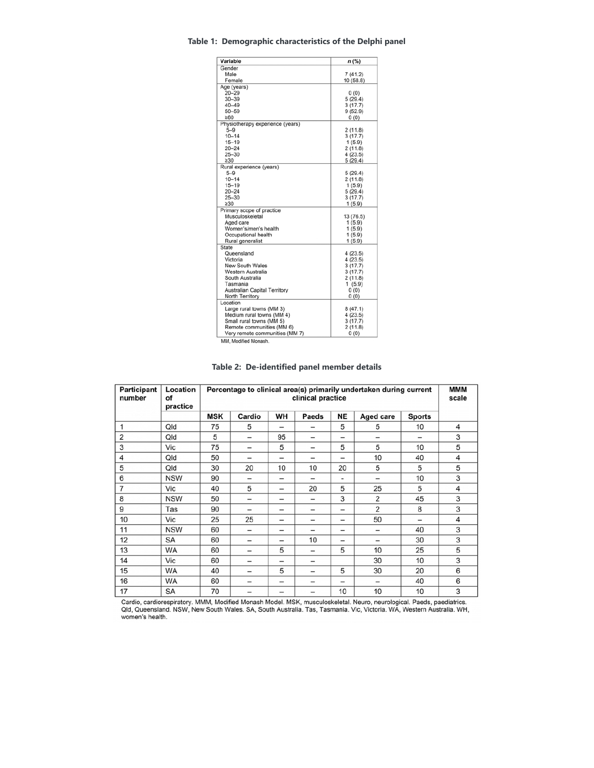**Table 1: Demographic characteristics of the Delphi panel**

| Variable | n (%) |
|---|---|
| Gender | |
| Male | 7 (41.2) |
| Female | 10 (58.8) |
| Age (years) | |
| 20–29 | 0 (0) |
| 30–39 | 5 (29.4) |
| 40–49 | 3 (17.7) |
| 50–59 | 9 (52.9) |
| ≥60 | 0 (0) |
| Physiotherapy experience (years) | |
| 5–9 | 2 (11.8) |
| 10–14 | 3 (17.7) |
| 15–19 | 1 (5.9) |
| 20–24 | 2 (11.8) |
| 25–30 | 4 (23.5) |
| ≥30 | 5 (29.4) |
| Rural experience (years) | |
| 5–9 | 5 (29.4) |
| 10–14 | 2 (11.8) |
| 15–19 | 1 (5.9) |
| 20–24 | 5 (29.4) |
| 25–30 | 3 (17.7) |
| ≥30 | 1 (5.9) |
| Primary scope of practice | |
| Musculoskeletal | 13 (76.5) |
| Aged care | 1 (5.9) |
| Women's/men's health | 1 (5.9) |
| Occupational health | 1 (5.9) |
| Rural generalist | 1 (5.9) |
| State | |
| Queensland | 4 (23.5) |
| Victoria | 4 (23.5) |
| New South Wales | 3 (17.7) |
| Western Australia | 3 (17.7) |
| South Australia | 2 (11.8) |
| Tasmania | 1 (5.9) |
| Australian Capital Territory | 0 (0) |
| North Territory | 0 (0) |
| Location | |
| Large rural towns (MM 3) | 8 (47.1) |
| Medium rural towns (MM 4) | 4 (23.5) |
| Small rural towns (MM 5) | 3 (17.7) |
| Remote communities (MM 6) | 2 (11.8) |
| Very remote communities (MM 7) | 0 (0) |

MM, Modified Monash.

**Table 2: De-identified panel member details**

| Participant number | Location of practice | Percentage to clinical area(s) primarily undertaken during current clinical practice | | | | | | | MMM scale |
|---|---|---|---|---|---|---|---|---|---|
| | | MSK | Cardio | WH | Paeds | NE | Aged care | Sports | |
| 1 | Qld | 75 | 5 | – | – | 5 | 5 | 10 | 4 |
| 2 | Qld | 5 | – | 95 | – | – | – | – | 3 |
| 3 | Vic | 75 | – | 5 | – | 5 | 5 | 10 | 5 |
| 4 | Qld | 50 | – | – | – | – | 10 | 40 | 4 |
| 5 | Qld | 30 | 20 | 10 | 10 | 20 | 5 | 5 | 5 |
| 6 | NSW | 90 | – | – | – | - | – | 10 | 3 |
| 7 | Vic | 40 | 5 | – | 20 | 5 | 25 | 5 | 4 |
| 8 | NSW | 50 | – | – | – | 3 | 2 | 45 | 3 |
| 9 | Tas | 90 | – | – | – | – | 2 | 8 | 3 |
| 10 | Vic | 25 | 25 | – | – | – | 50 | – | 4 |
| 11 | NSW | 60 | – | – | – | – | – | 40 | 3 |
| 12 | SA | 60 | – | – | 10 | – | – | 30 | 3 |
| 13 | WA | 60 | – | 5 | – | 5 | 10 | 25 | 5 |
| 14 | Vic | 60 | – | – | – | | 30 | 10 | 3 |
| 15 | WA | 40 | – | 5 | – | 5 | 30 | 20 | 6 |
| 16 | WA | 60 | – | – | – | – | – | 40 | 6 |
| 17 | SA | 70 | – | – | – | 10 | 10 | 10 | 3 |

Cardio, cardiorespiratory. MMM, Modified Monash Model. MSK, musculoskeletal. Neuro, neurological. Paeds, paediatrics. Qld, Queensland. NSW, New South Wales. SA, South Australia. Tas, Tasmania. Vic, Victoria. WA, Western Australia. WH, women's health.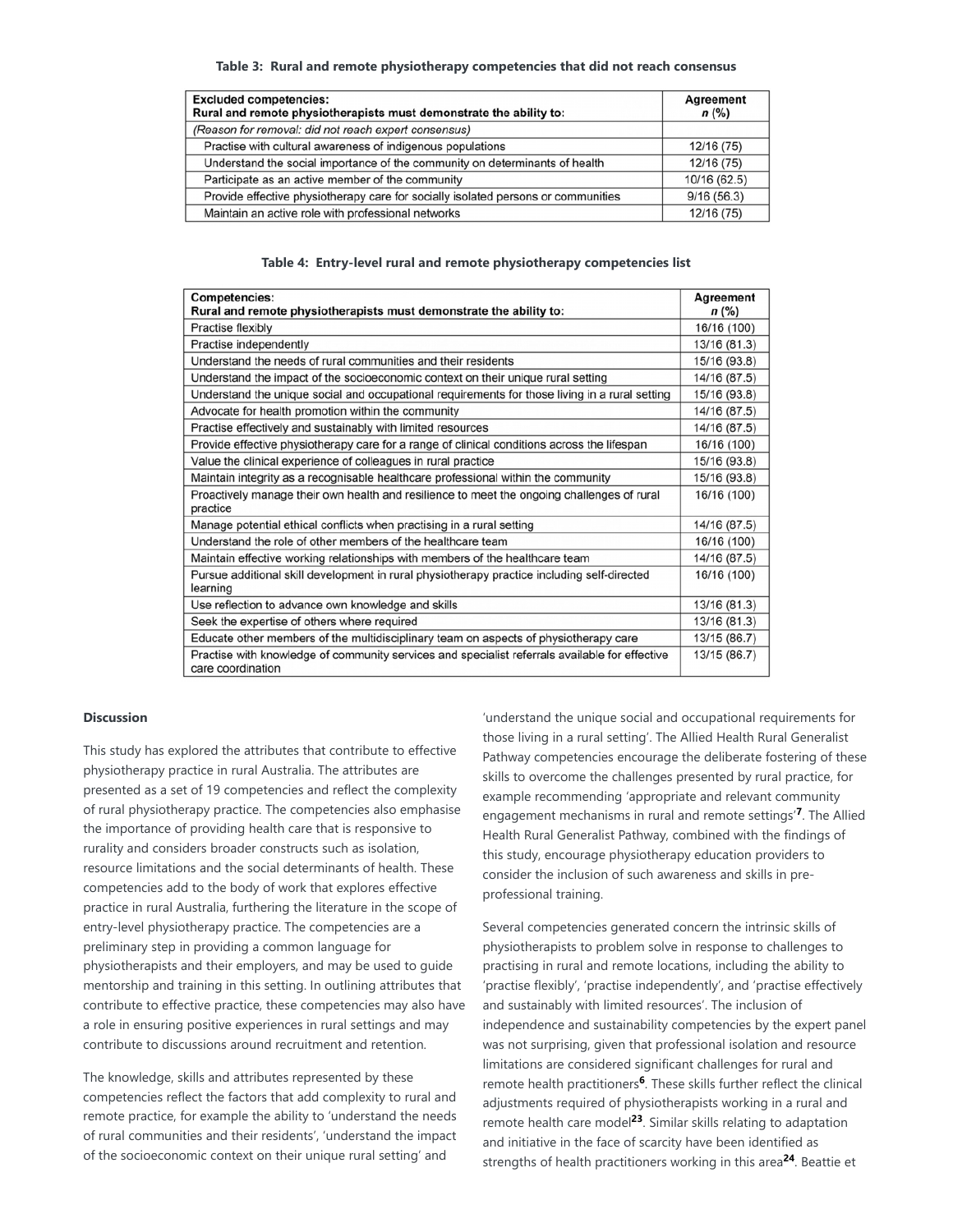**Table 3: Rural and remote physiotherapy competencies that did not reach consensus**

| Excluded competencies: Rural and remote physiotherapists must demonstrate the ability to: | Agreement *n* (%) |
|---|---|
| *(Reason for removal: did not reach expert consensus)* | |
| Practise with cultural awareness of indigenous populations | 12/16 (75) |
| Understand the social importance of the community on determinants of health | 12/16 (75) |
| Participate as an active member of the community | 10/16 (62.5) |
| Provide effective physiotherapy care for socially isolated persons or communities | 9/16 (56.3) |
| Maintain an active role with professional networks | 12/16 (75) |

**Table 4: Entry-level rural and remote physiotherapy competencies list**

| Competencies: Rural and remote physiotherapists must demonstrate the ability to: | Agreement *n* (%) |
|---|---|
| Practise flexibly | 16/16 (100) |
| Practise independently | 13/16 (81.3) |
| Understand the needs of rural communities and their residents | 15/16 (93.8) |
| Understand the impact of the socioeconomic context on their unique rural setting | 14/16 (87.5) |
| Understand the unique social and occupational requirements for those living in a rural setting | 15/16 (93.8) |
| Advocate for health promotion within the community | 14/16 (87.5) |
| Practise effectively and sustainably with limited resources | 14/16 (87.5) |
| Provide effective physiotherapy care for a range of clinical conditions across the lifespan | 16/16 (100) |
| Value the clinical experience of colleagues in rural practice | 15/16 (93.8) |
| Maintain integrity as a recognisable healthcare professional within the community | 15/16 (93.8) |
| Proactively manage their own health and resilience to meet the ongoing challenges of rural practice | 16/16 (100) |
| Manage potential ethical conflicts when practising in a rural setting | 14/16 (87.5) |
| Understand the role of other members of the healthcare team | 16/16 (100) |
| Maintain effective working relationships with members of the healthcare team | 14/16 (87.5) |
| Pursue additional skill development in rural physiotherapy practice including self-directed learning | 16/16 (100) |
| Use reflection to advance own knowledge and skills | 13/16 (81.3) |
| Seek the expertise of others where required | 13/16 (81.3) |
| Educate other members of the multidisciplinary team on aspects of physiotherapy care | 13/15 (86.7) |
| Practise with knowledge of community services and specialist referrals available for effective care coordination | 13/15 (86.7) |

## Discussion

This study has explored the attributes that contribute to effective physiotherapy practice in rural Australia. The attributes are presented as a set of 19 competencies and reflect the complexity of rural physiotherapy practice. The competencies also emphasise the importance of providing health care that is responsive to rurality and considers broader constructs such as isolation, resource limitations and the social determinants of health. These competencies add to the body of work that explores effective practice in rural Australia, furthering the literature in the scope of entry-level physiotherapy practice. The competencies are a preliminary step in providing a common language for physiotherapists and their employers, and may be used to guide mentorship and training in this setting. In outlining attributes that contribute to effective practice, these competencies may also have a role in ensuring positive experiences in rural settings and may contribute to discussions around recruitment and retention.

The knowledge, skills and attributes represented by these competencies reflect the factors that add complexity to rural and remote practice, for example the ability to 'understand the needs of rural communities and their residents', 'understand the impact of the socioeconomic context on their unique rural setting' and 'understand the unique social and occupational requirements for those living in a rural setting'. The Allied Health Rural Generalist Pathway competencies encourage the deliberate fostering of these skills to overcome the challenges presented by rural practice, for example recommending 'appropriate and relevant community engagement mechanisms in rural and remote settings'[7]. The Allied Health Rural Generalist Pathway, combined with the findings of this study, encourage physiotherapy education providers to consider the inclusion of such awareness and skills in pre-professional training.

Several competencies generated concern the intrinsic skills of physiotherapists to problem solve in response to challenges to practising in rural and remote locations, including the ability to 'practise flexibly', 'practise independently', and 'practise effectively and sustainably with limited resources'. The inclusion of independence and sustainability competencies by the expert panel was not surprising, given that professional isolation and resource limitations are considered significant challenges for rural and remote health practitioners[6]. These skills further reflect the clinical adjustments required of physiotherapists working in a rural and remote health care model[23]. Similar skills relating to adaptation and initiative in the face of scarcity have been identified as strengths of health practitioners working in this area[24]. Beattie et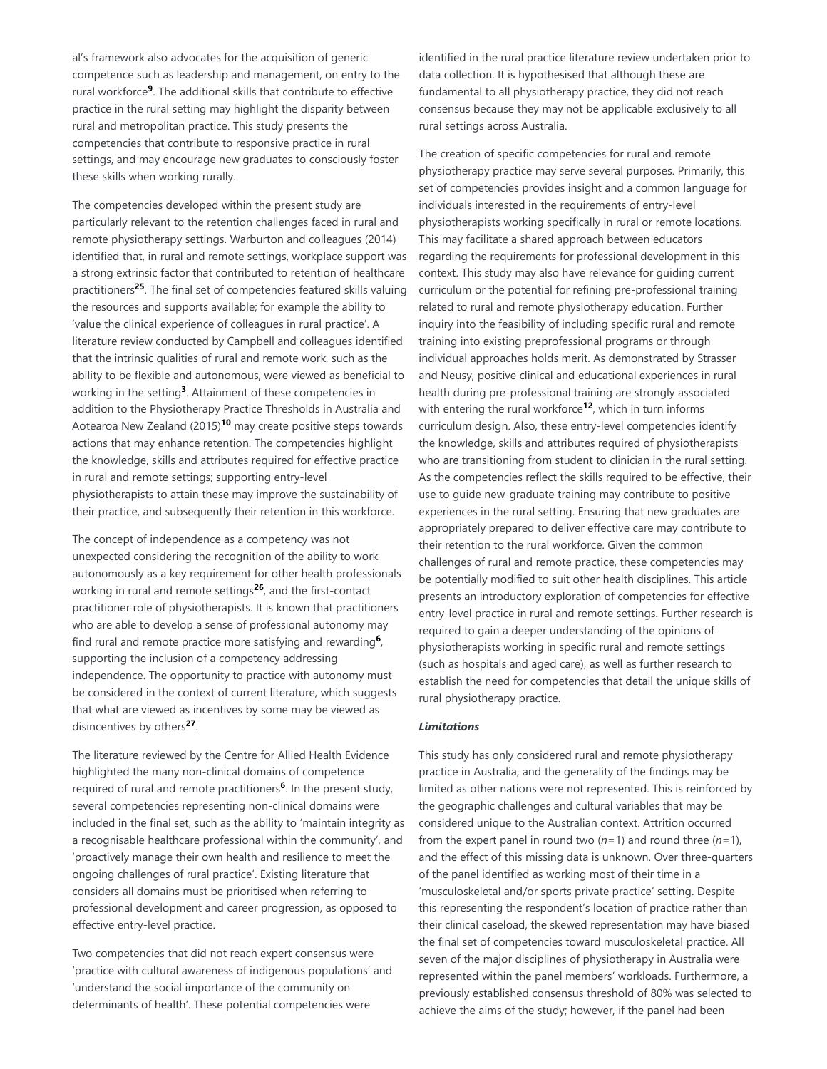al's framework also advocates for the acquisition of generic competence such as leadership and management, on entry to the rural workforce[9]. The additional skills that contribute to effective practice in the rural setting may highlight the disparity between rural and metropolitan practice. This study presents the competencies that contribute to responsive practice in rural settings, and may encourage new graduates to consciously foster these skills when working rurally.

The competencies developed within the present study are particularly relevant to the retention challenges faced in rural and remote physiotherapy settings. Warburton and colleagues (2014) identified that, in rural and remote settings, workplace support was a strong extrinsic factor that contributed to retention of healthcare practitioners[25]. The final set of competencies featured skills valuing the resources and supports available; for example the ability to 'value the clinical experience of colleagues in rural practice'. A literature review conducted by Campbell and colleagues identified that the intrinsic qualities of rural and remote work, such as the ability to be flexible and autonomous, were viewed as beneficial to working in the setting[3]. Attainment of these competencies in addition to the Physiotherapy Practice Thresholds in Australia and Aotearoa New Zealand (2015)[10] may create positive steps towards actions that may enhance retention. The competencies highlight the knowledge, skills and attributes required for effective practice in rural and remote settings; supporting entry-level physiotherapists to attain these may improve the sustainability of their practice, and subsequently their retention in this workforce.

The concept of independence as a competency was not unexpected considering the recognition of the ability to work autonomously as a key requirement for other health professionals working in rural and remote settings[26], and the first-contact practitioner role of physiotherapists. It is known that practitioners who are able to develop a sense of professional autonomy may find rural and remote practice more satisfying and rewarding[6], supporting the inclusion of a competency addressing independence. The opportunity to practice with autonomy must be considered in the context of current literature, which suggests that what are viewed as incentives by some may be viewed as disincentives by others[27].

The literature reviewed by the Centre for Allied Health Evidence highlighted the many non-clinical domains of competence required of rural and remote practitioners[6]. In the present study, several competencies representing non-clinical domains were included in the final set, such as the ability to 'maintain integrity as a recognisable healthcare professional within the community', and 'proactively manage their own health and resilience to meet the ongoing challenges of rural practice'. Existing literature that considers all domains must be prioritised when referring to professional development and career progression, as opposed to effective entry-level practice.

Two competencies that did not reach expert consensus were 'practice with cultural awareness of indigenous populations' and 'understand the social importance of the community on determinants of health'. These potential competencies were identified in the rural practice literature review undertaken prior to data collection. It is hypothesised that although these are fundamental to all physiotherapy practice, they did not reach consensus because they may not be applicable exclusively to all rural settings across Australia.

The creation of specific competencies for rural and remote physiotherapy practice may serve several purposes. Primarily, this set of competencies provides insight and a common language for individuals interested in the requirements of entry-level physiotherapists working specifically in rural or remote locations. This may facilitate a shared approach between educators regarding the requirements for professional development in this context. This study may also have relevance for guiding current curriculum or the potential for refining pre-professional training related to rural and remote physiotherapy education. Further inquiry into the feasibility of including specific rural and remote training into existing preprofessional programs or through individual approaches holds merit. As demonstrated by Strasser and Neusy, positive clinical and educational experiences in rural health during pre-professional training are strongly associated with entering the rural workforce[12], which in turn informs curriculum design. Also, these entry-level competencies identify the knowledge, skills and attributes required of physiotherapists who are transitioning from student to clinician in the rural setting. As the competencies reflect the skills required to be effective, their use to guide new-graduate training may contribute to positive experiences in the rural setting. Ensuring that new graduates are appropriately prepared to deliver effective care may contribute to their retention to the rural workforce. Given the common challenges of rural and remote practice, these competencies may be potentially modified to suit other health disciplines. This article presents an introductory exploration of competencies for effective entry-level practice in rural and remote settings. Further research is required to gain a deeper understanding of the opinions of physiotherapists working in specific rural and remote settings (such as hospitals and aged care), as well as further research to establish the need for competencies that detail the unique skills of rural physiotherapy practice.

***Limitations***

This study has only considered rural and remote physiotherapy practice in Australia, and the generality of the findings may be limited as other nations were not represented. This is reinforced by the geographic challenges and cultural variables that may be considered unique to the Australian context. Attrition occurred from the expert panel in round two ($n$=1) and round three ($n$=1), and the effect of this missing data is unknown. Over three-quarters of the panel identified as working most of their time in a 'musculoskeletal and/or sports private practice' setting. Despite this representing the respondent's location of practice rather than their clinical caseload, the skewed representation may have biased the final set of competencies toward musculoskeletal practice. All seven of the major disciplines of physiotherapy in Australia were represented within the panel members' workloads. Furthermore, a previously established consensus threshold of 80% was selected to achieve the aims of the study; however, if the panel had been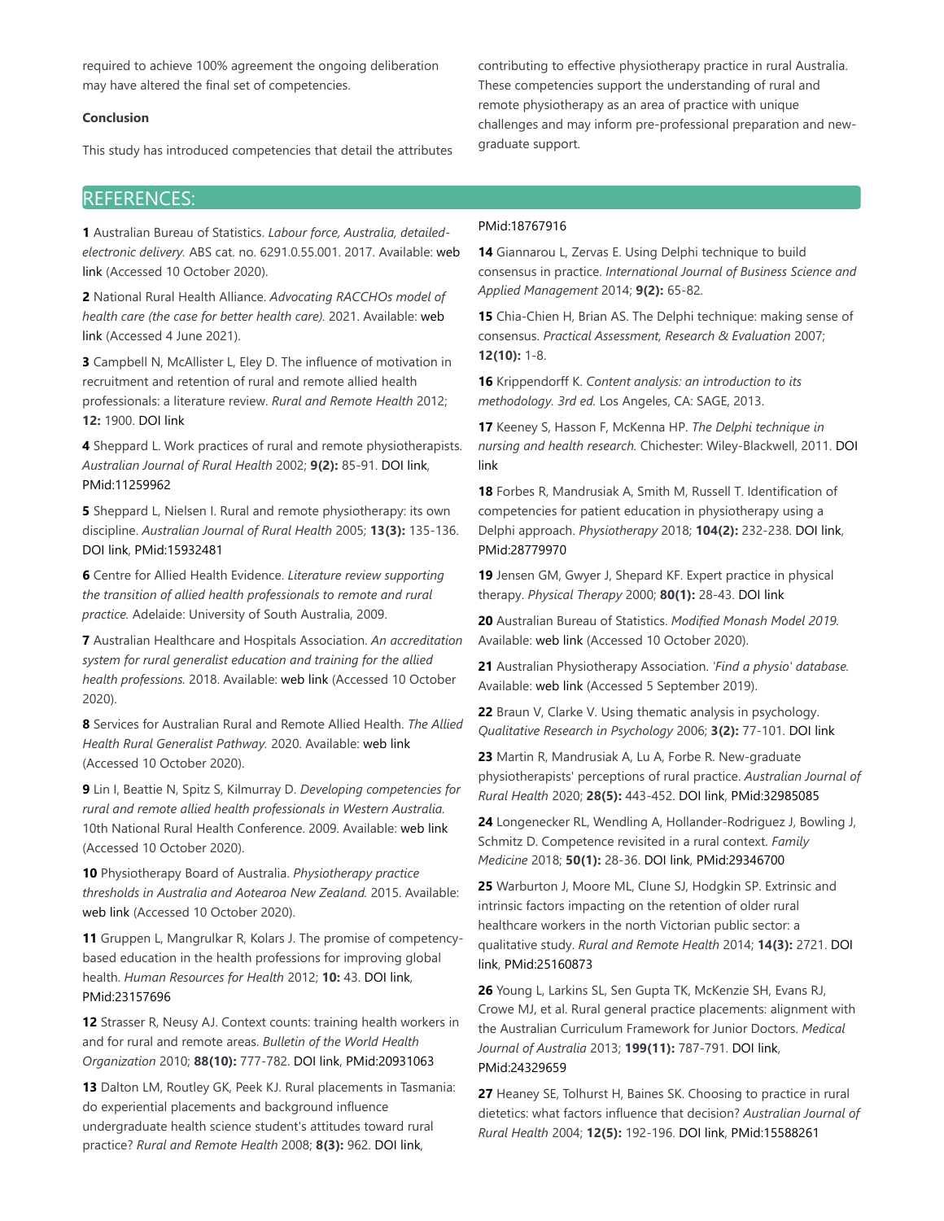required to achieve 100% agreement the ongoing deliberation may have altered the final set of competencies.

**Conclusion**

This study has introduced competencies that detail the attributes contributing to effective physiotherapy practice in rural Australia. These competencies support the understanding of rural and remote physiotherapy as an area of practice with unique challenges and may inform pre-professional preparation and new-graduate support.

## REFERENCES:

**1** Australian Bureau of Statistics. *Labour force, Australia, detailed-electronic delivery.* ABS cat. no. 6291.0.55.001. 2017. Available: web link (Accessed 10 October 2020).

**2** National Rural Health Alliance. *Advocating RACCHOs model of health care (the case for better health care).* 2021. Available: web link (Accessed 4 June 2021).

**3** Campbell N, McAllister L, Eley D. The influence of motivation in recruitment and retention of rural and remote allied health professionals: a literature review. *Rural and Remote Health* 2012; **12:** 1900. DOI link

**4** Sheppard L. Work practices of rural and remote physiotherapists. *Australian Journal of Rural Health* 2002; **9(2):** 85-91. DOI link, PMid:11259962

**5** Sheppard L, Nielsen I. Rural and remote physiotherapy: its own discipline. *Australian Journal of Rural Health* 2005; **13(3):** 135-136. DOI link, PMid:15932481

**6** Centre for Allied Health Evidence. *Literature review supporting the transition of allied health professionals to remote and rural practice.* Adelaide: University of South Australia, 2009.

**7** Australian Healthcare and Hospitals Association. *An accreditation system for rural generalist education and training for the allied health professions.* 2018. Available: web link (Accessed 10 October 2020).

**8** Services for Australian Rural and Remote Allied Health. *The Allied Health Rural Generalist Pathway.* 2020. Available: web link (Accessed 10 October 2020).

**9** Lin I, Beattie N, Spitz S, Kilmurray D. *Developing competencies for rural and remote allied health professionals in Western Australia.* 10th National Rural Health Conference. 2009. Available: web link (Accessed 10 October 2020).

**10** Physiotherapy Board of Australia. *Physiotherapy practice thresholds in Australia and Aotearoa New Zealand.* 2015. Available: web link (Accessed 10 October 2020).

**11** Gruppen L, Mangrulkar R, Kolars J. The promise of competency-based education in the health professions for improving global health. *Human Resources for Health* 2012; **10:** 43. DOI link, PMid:23157696

**12** Strasser R, Neusy AJ. Context counts: training health workers in and for rural and remote areas. *Bulletin of the World Health Organization* 2010; **88(10):** 777-782. DOI link, PMid:20931063

**13** Dalton LM, Routley GK, Peek KJ. Rural placements in Tasmania: do experiential placements and background influence undergraduate health science student's attitudes toward rural practice? *Rural and Remote Health* 2008; **8(3):** 962. DOI link, PMid:18767916

**14** Giannarou L, Zervas E. Using Delphi technique to build consensus in practice. *International Journal of Business Science and Applied Management* 2014; **9(2):** 65-82.

**15** Chia-Chien H, Brian AS. The Delphi technique: making sense of consensus. *Practical Assessment, Research & Evaluation* 2007; **12(10):** 1-8.

**16** Krippendorff K. *Content analysis: an introduction to its methodology. 3rd ed.* Los Angeles, CA: SAGE, 2013.

**17** Keeney S, Hasson F, McKenna HP. *The Delphi technique in nursing and health research.* Chichester: Wiley-Blackwell, 2011. DOI link

**18** Forbes R, Mandrusiak A, Smith M, Russell T. Identification of competencies for patient education in physiotherapy using a Delphi approach. *Physiotherapy* 2018; **104(2):** 232-238. DOI link, PMid:28779970

**19** Jensen GM, Gwyer J, Shepard KF. Expert practice in physical therapy. *Physical Therapy* 2000; **80(1):** 28-43. DOI link

**20** Australian Bureau of Statistics. *Modified Monash Model 2019.* Available: web link (Accessed 10 October 2020).

**21** Australian Physiotherapy Association. *'Find a physio' database.* Available: web link (Accessed 5 September 2019).

**22** Braun V, Clarke V. Using thematic analysis in psychology. *Qualitative Research in Psychology* 2006; **3(2):** 77-101. DOI link

**23** Martin R, Mandrusiak A, Lu A, Forbe R. New-graduate physiotherapists' perceptions of rural practice. *Australian Journal of Rural Health* 2020; **28(5):** 443-452. DOI link, PMid:32985085

**24** Longenecker RL, Wendling A, Hollander-Rodriguez J, Bowling J, Schmitz D. Competence revisited in a rural context. *Family Medicine* 2018; **50(1):** 28-36. DOI link, PMid:29346700

**25** Warburton J, Moore ML, Clune SJ, Hodgkin SP. Extrinsic and intrinsic factors impacting on the retention of older rural healthcare workers in the north Victorian public sector: a qualitative study. *Rural and Remote Health* 2014; **14(3):** 2721. DOI link, PMid:25160873

**26** Young L, Larkins SL, Sen Gupta TK, McKenzie SH, Evans RJ, Crowe MJ, et al. Rural general practice placements: alignment with the Australian Curriculum Framework for Junior Doctors. *Medical Journal of Australia* 2013; **199(11):** 787-791. DOI link, PMid:24329659

**27** Heaney SE, Tolhurst H, Baines SK. Choosing to practice in rural dietetics: what factors influence that decision? *Australian Journal of Rural Health* 2004; **12(5):** 192-196. DOI link, PMid:15588261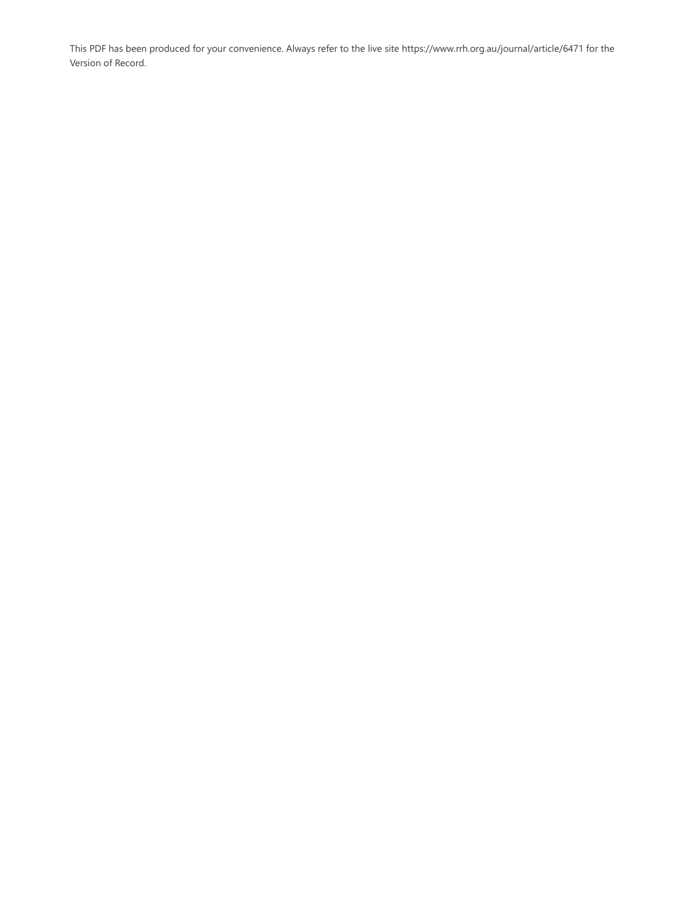This PDF has been produced for your convenience. Always refer to the live site https://www.rrh.org.au/journal/article/6471 for the Version of Record.